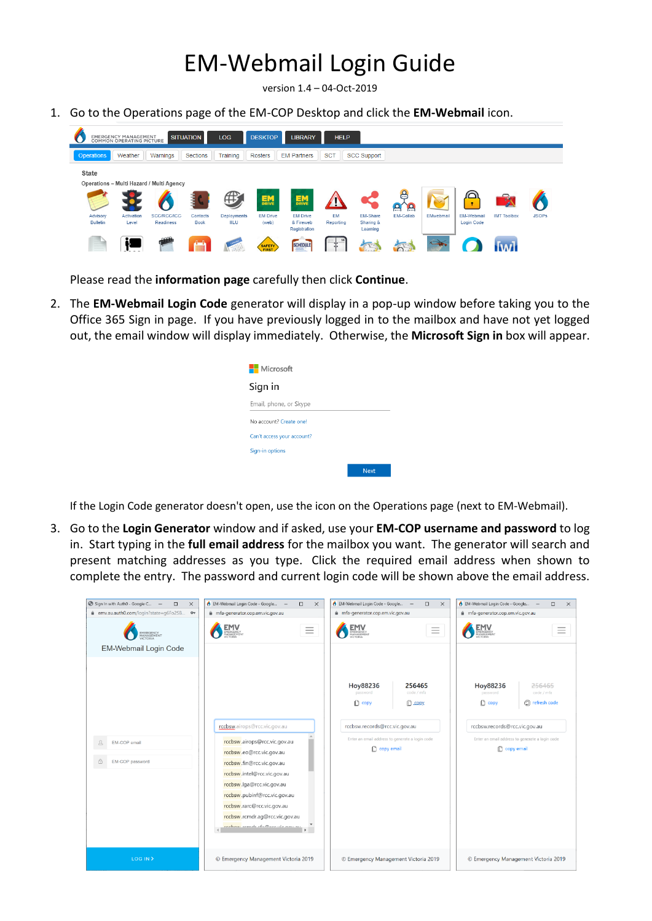# EM-Webmail Login Guide

version 1.4 – 04-Oct-2019

1. Go to the Operations page of the EM-COP Desktop and click the **EM-Webmail** icon.

   Please read the **information page** carefully then click **Continue**.

2. The **EM-Webmail Login Code** generator will display in a pop-up window before taking you to the Office 365 Sign in page. If you have previously logged in to the mailbox and have not yet logged out, the email window will display immediately. Otherwise, the **Microsoft Sign in** box will appear.

   If the Login Code generator doesn't open, use the icon on the Operations page (next to EM-Webmail).

3. Go to the **Login Generator** window and if asked, use your **EM-COP username and password** to log in. Start typing in the **full email address** for the mailbox you want. The generator will search and present matching addresses as you type. Click the required email address when shown to complete the entry. The password and current login code will be shown above the email address.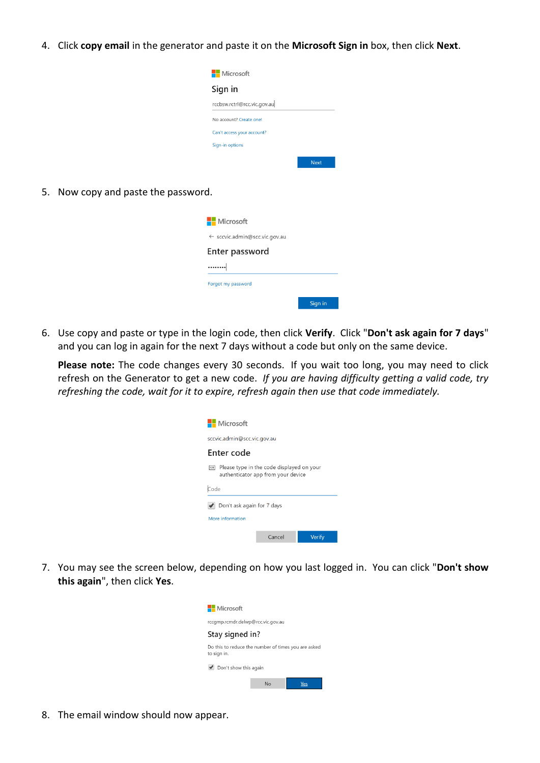4. Click **copy email** in the generator and paste it on the **Microsoft Sign in** box, then click **Next**.

Microsoft
Sign in
rccbsw.rctrl@rcc.vic.gov.au
No account? Create one!
Can't access your account?
Sign-in options
Next

5. Now copy and paste the password.

Microsoft
← sccvic.admin@scc.vic.gov.au
Enter password
Forgot my password
Sign in

6. Use copy and paste or type in the login code, then click **Verify**. Click "**Don't ask again for 7 days**" and you can log in again for the next 7 days without a code but only on the same device.

   **Please note:** The code changes every 30 seconds. If you wait too long, you may need to click refresh on the Generator to get a new code. *If you are having difficulty getting a valid code, try refreshing the code, wait for it to expire, refresh again then use that code immediately.*

Microsoft
sccvic.admin@scc.vic.gov.au
Enter code
Please type in the code displayed on your authenticator app from your device
Code
Don't ask again for 7 days
More information
Cancel
Verify

7. You may see the screen below, depending on how you last logged in. You can click "**Don't show this again**", then click **Yes**.

Microsoft
rccgmp.rcmdr.delwp@rcc.vic.gov.au
Stay signed in?
Do this to reduce the number of times you are asked to sign in.
Don't show this again
No
Yes

8. The email window should now appear.